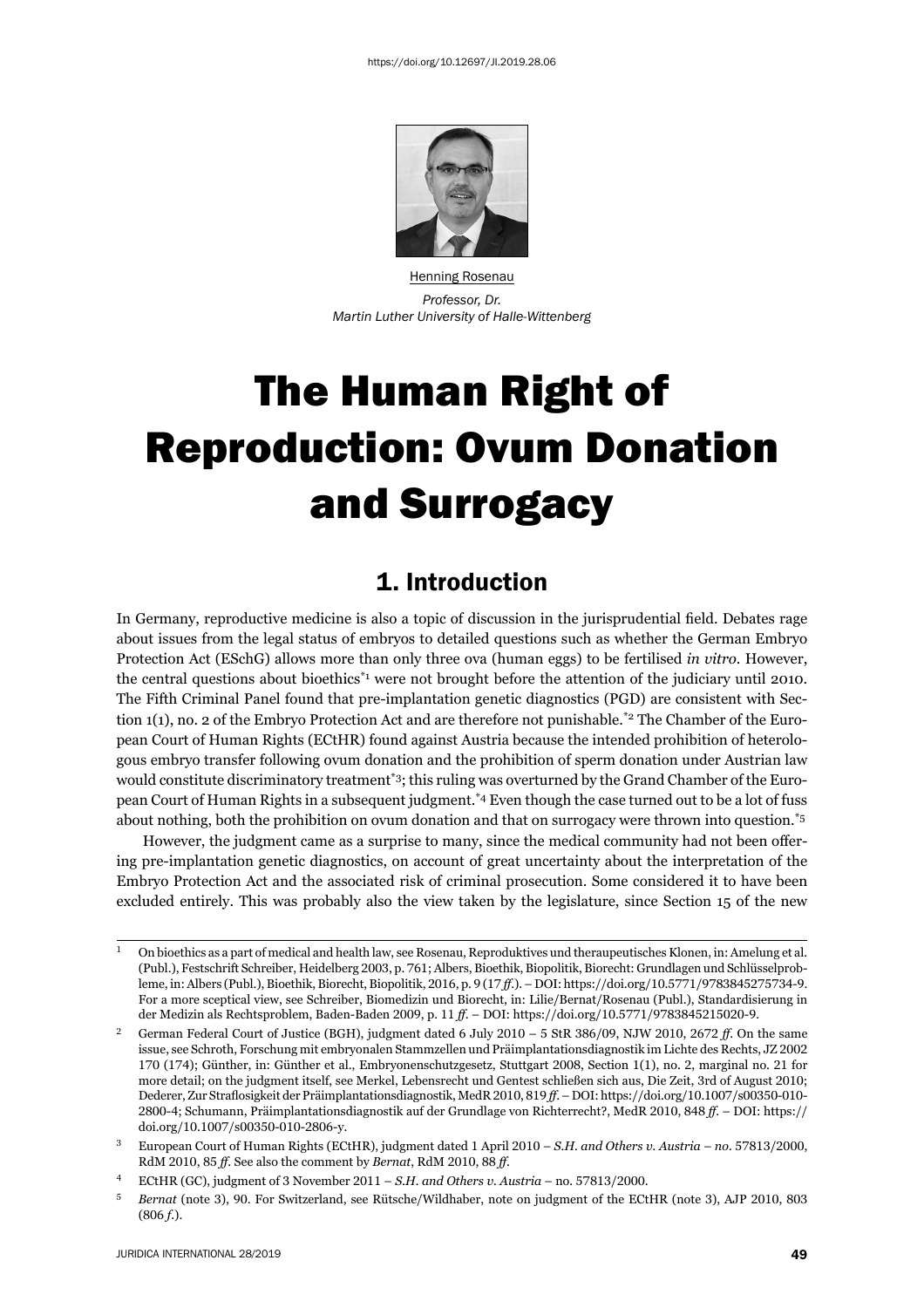Henning Rosenau

*Professor, Dr.*
*Martin Luther University of Halle-Wittenberg*

# The Human Right of Reproduction: Ovum Donation and Surrogacy

## 1. Introduction

In Germany, reproductive medicine is also a topic of discussion in the jurisprudential field. Debates rage about issues from the legal status of embryos to detailed questions such as whether the German Embryo Protection Act (ESchG) allows more than only three ova (human eggs) to be fertilised *in vitro*. However, the central questions about bioethics[*1] were not brought before the attention of the judiciary until 2010. The Fifth Criminal Panel found that pre-implantation genetic diagnostics (PGD) are consistent with Section 1(1), no. 2 of the Embryo Protection Act and are therefore not punishable.[*2] The Chamber of the European Court of Human Rights (ECtHR) found against Austria because the intended prohibition of heterologous embryo transfer following ovum donation and the prohibition of sperm donation under Austrian law would constitute discriminatory treatment[*3]; this ruling was overturned by the Grand Chamber of the European Court of Human Rights in a subsequent judgment.[*4] Even though the case turned out to be a lot of fuss about nothing, both the prohibition on ovum donation and that on surrogacy were thrown into question.[*5]

However, the judgment came as a surprise to many, since the medical community had not been offering pre-implantation genetic diagnostics, on account of great uncertainty about the interpretation of the Embryo Protection Act and the associated risk of criminal prosecution. Some considered it to have been excluded entirely. This was probably also the view taken by the legislature, since Section 15 of the new

---

[1] On bioethics as a part of medical and health law, see Rosenau, Reproduktives und theraupeutisches Klonen, in: Amelung et al. (Publ.), Festschrift Schreiber, Heidelberg 2003, p. 761; Albers, Bioethik, Biopolitik, Biorecht: Grundlagen und Schlüsselprobleme, in: Albers (Publ.), Bioethik, Biorecht, Biopolitik, 2016, p. 9 (17 *ff.*). – DOI: https://doi.org/10.5771/9783845275734-9. For a more sceptical view, see Schreiber, Biomedizin und Biorecht, in: Lilie/Bernat/Rosenau (Publ.), Standardisierung in der Medizin als Rechtsproblem, Baden-Baden 2009, p. 11 *ff.* – DOI: https://doi.org/10.5771/9783845215020-9.

[2] German Federal Court of Justice (BGH), judgment dated 6 July 2010 – 5 StR 386/09, NJW 2010, 2672 *ff.* On the same issue, see Schroth, Forschung mit embryonalen Stammzellen und Präimplantationsdiagnostik im Lichte des Rechts, JZ 2002 170 (174); Günther, in: Günther et al., Embryonenschutzgesetz, Stuttgart 2008, Section 1(1), no. 2, marginal no. 21 for more detail; on the judgment itself, see Merkel, Lebensrecht und Gentest schließen sich aus, Die Zeit, 3rd of August 2010; Dederer, Zur Straflosigkeit der Präimplantationsdiagnostik, MedR 2010, 819 *ff.* – DOI: https://doi.org/10.1007/s00350-010-2800-4; Schumann, Präimplantationsdiagnostik auf der Grundlage von Richterrecht?, MedR 2010, 848 *ff.* – DOI: https://doi.org/10.1007/s00350-010-2806-y.

[3] European Court of Human Rights (ECtHR), judgment dated 1 April 2010 – *S.H. and Others v. Austria – no.* 57813/2000, RdM 2010, 85 *ff.* See also the comment by *Bernat*, RdM 2010, 88 *ff.*

[4] ECtHR (GC), judgment of 3 November 2011 – *S.H. and Others v. Austria* – no. 57813/2000.

[5] *Bernat* (note 3), 90. For Switzerland, see Rütsche/Wildhaber, note on judgment of the ECtHR (note 3), AJP 2010, 803 (806 *f.*).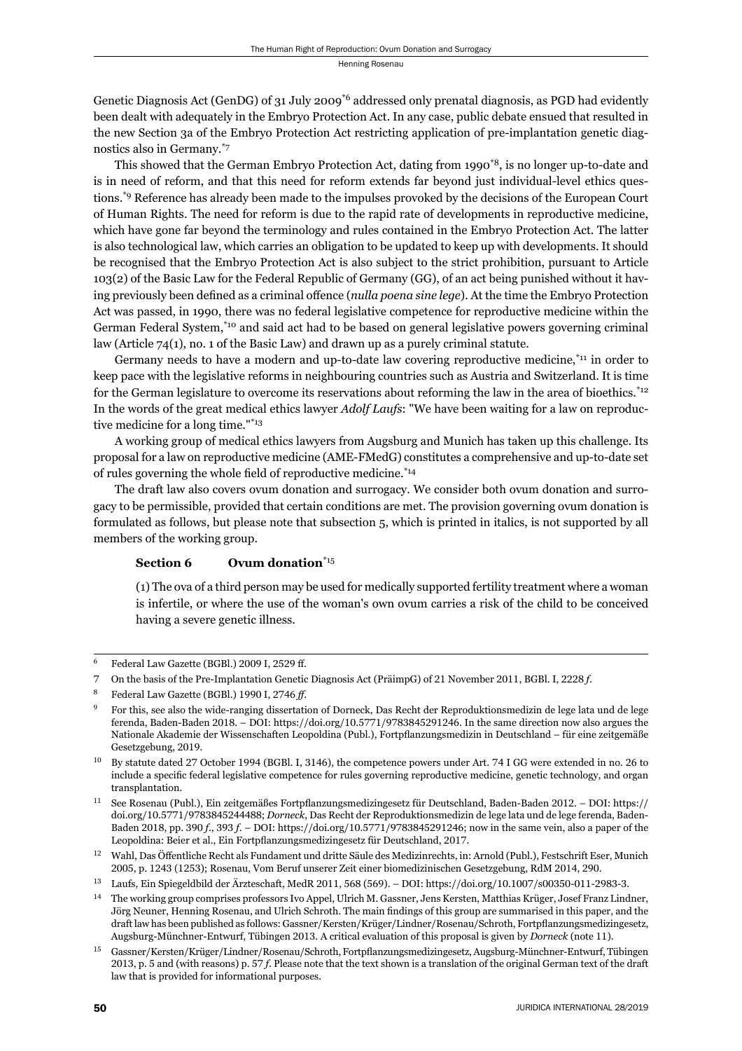Genetic Diagnosis Act (GenDG) of 31 July 2009[*6] addressed only prenatal diagnosis, as PGD had evidently been dealt with adequately in the Embryo Protection Act. In any case, public debate ensued that resulted in the new Section 3a of the Embryo Protection Act restricting application of pre-implantation genetic diagnostics also in Germany.[*7]

This showed that the German Embryo Protection Act, dating from 1990[*8], is no longer up-to-date and is in need of reform, and that this need for reform extends far beyond just individual-level ethics questions.[*9] Reference has already been made to the impulses provoked by the decisions of the European Court of Human Rights. The need for reform is due to the rapid rate of developments in reproductive medicine, which have gone far beyond the terminology and rules contained in the Embryo Protection Act. The latter is also technological law, which carries an obligation to be updated to keep up with developments. It should be recognised that the Embryo Protection Act is also subject to the strict prohibition, pursuant to Article 103(2) of the Basic Law for the Federal Republic of Germany (GG), of an act being punished without it having previously been defined as a criminal offence (*nulla poena sine lege*). At the time the Embryo Protection Act was passed, in 1990, there was no federal legislative competence for reproductive medicine within the German Federal System,[*10] and said act had to be based on general legislative powers governing criminal law (Article 74(1), no. 1 of the Basic Law) and drawn up as a purely criminal statute.

Germany needs to have a modern and up-to-date law covering reproductive medicine,[*11] in order to keep pace with the legislative reforms in neighbouring countries such as Austria and Switzerland. It is time for the German legislature to overcome its reservations about reforming the law in the area of bioethics.[*12] In the words of the great medical ethics lawyer *Adolf Laufs*: "We have been waiting for a law on reproductive medicine for a long time."[*13]

A working group of medical ethics lawyers from Augsburg and Munich has taken up this challenge. Its proposal for a law on reproductive medicine (AME-FMedG) constitutes a comprehensive and up-to-date set of rules governing the whole field of reproductive medicine.[*14]

The draft law also covers ovum donation and surrogacy. We consider both ovum donation and surrogacy to be permissible, provided that certain conditions are met. The provision governing ovum donation is formulated as follows, but please note that subsection 5, which is printed in italics, is not supported by all members of the working group.

> **Section 6 Ovum donation**[*15]
>
> (1) The ova of a third person may be used for medically supported fertility treatment where a woman is infertile, or where the use of the woman's own ovum carries a risk of the child to be conceived having a severe genetic illness.

---

6 Federal Law Gazette (BGBl.) 2009 I, 2529 ff.

7 On the basis of the Pre-Implantation Genetic Diagnosis Act (PräimpG) of 21 November 2011, BGBl. I, 2228 *f*.

8 Federal Law Gazette (BGBl.) 1990 I, 2746 *ff*.

9 For this, see also the wide-ranging dissertation of Dorneck, Das Recht der Reproduktionsmedizin de lege lata und de lege ferenda, Baden-Baden 2018. – DOI: https://doi.org/10.5771/9783845291246. In the same direction now also argues the Nationale Akademie der Wissenschaften Leopoldina (Publ.), Fortpflanzungsmedizin in Deutschland – für eine zeitgemäße Gesetzgebung, 2019.

10 By statute dated 27 October 1994 (BGBl. I, 3146), the competence powers under Art. 74 I GG were extended in no. 26 to include a specific federal legislative competence for rules governing reproductive medicine, genetic technology, and organ transplantation.

11 See Rosenau (Publ.), Ein zeitgemäßes Fortpflanzungsmedizingesetz für Deutschland, Baden-Baden 2012. – DOI: https://doi.org/10.5771/9783845244488; *Dorneck*, Das Recht der Reproduktionsmedizin de lege lata und de lege ferenda, Baden-Baden 2018, pp. 390 *f*., 393 *f*. – DOI: https://doi.org/10.5771/9783845291246; now in the same vein, also a paper of the Leopoldina: Beier et al., Ein Fortpflanzungsmedizingesetz für Deutschland, 2017.

12 Wahl, Das Öffentliche Recht als Fundament und dritte Säule des Medizinrechts, in: Arnold (Publ.), Festschrift Eser, Munich 2005, p. 1243 (1253); Rosenau, Vom Beruf unserer Zeit einer biomedizinischen Gesetzgebung, RdM 2014, 290.

13 Laufs, Ein Spiegeldbild der Ärzteschaft, MedR 2011, 568 (569). – DOI: https://doi.org/10.1007/s00350-011-2983-3.

14 The working group comprises professors Ivo Appel, Ulrich M. Gassner, Jens Kersten, Matthias Krüger, Josef Franz Lindner, Jörg Neuner, Henning Rosenau, and Ulrich Schroth. The main findings of this group are summarised in this paper, and the draft law has been published as follows: Gassner/Kersten/Krüger/Lindner/Rosenau/Schroth, Fortpflanzungsmedizingesetz, Augsburg-Münchner-Entwurf, Tübingen 2013. A critical evaluation of this proposal is given by *Dorneck* (note 11).

15 Gassner/Kersten/Krüger/Lindner/Rosenau/Schroth, Fortpflanzungsmedizingesetz, Augsburg-Münchner-Entwurf, Tübingen 2013, p. 5 and (with reasons) p. 57 *f*. Please note that the text shown is a translation of the original German text of the draft law that is provided for informational purposes.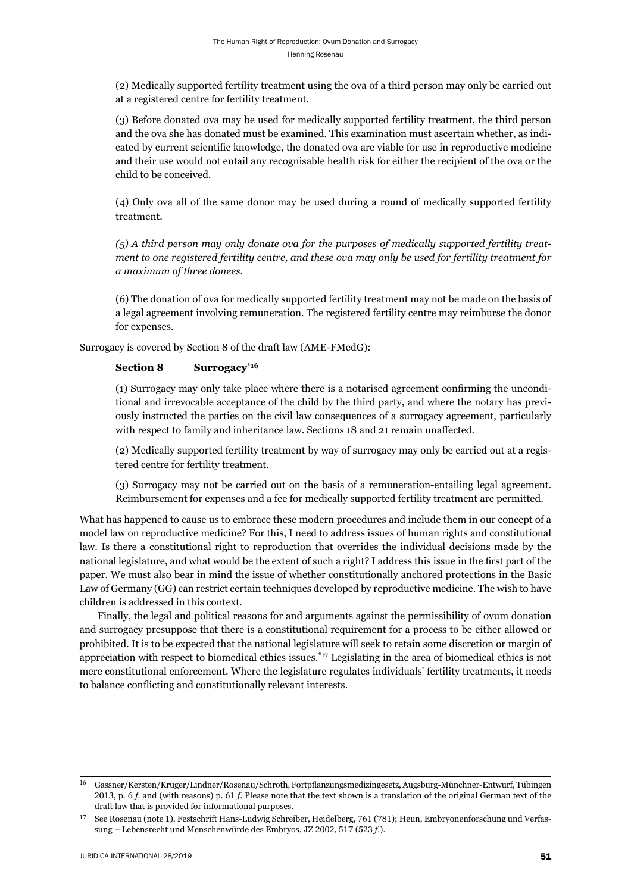(2) Medically supported fertility treatment using the ova of a third person may only be carried out at a registered centre for fertility treatment.

(3) Before donated ova may be used for medically supported fertility treatment, the third person and the ova she has donated must be examined. This examination must ascertain whether, as indicated by current scientific knowledge, the donated ova are viable for use in reproductive medicine and their use would not entail any recognisable health risk for either the recipient of the ova or the child to be conceived.

(4) Only ova all of the same donor may be used during a round of medically supported fertility treatment.

*(5) A third person may only donate ova for the purposes of medically supported fertility treatment to one registered fertility centre, and these ova may only be used for fertility treatment for a maximum of three donees.*

(6) The donation of ova for medically supported fertility treatment may not be made on the basis of a legal agreement involving remuneration. The registered fertility centre may reimburse the donor for expenses.

Surrogacy is covered by Section 8 of the draft law (AME-FMedG):

**Section 8 Surrogacy**[*16]

(1) Surrogacy may only take place where there is a notarised agreement confirming the unconditional and irrevocable acceptance of the child by the third party, and where the notary has previously instructed the parties on the civil law consequences of a surrogacy agreement, particularly with respect to family and inheritance law. Sections 18 and 21 remain unaffected.

(2) Medically supported fertility treatment by way of surrogacy may only be carried out at a registered centre for fertility treatment.

(3) Surrogacy may not be carried out on the basis of a remuneration-entailing legal agreement. Reimbursement for expenses and a fee for medically supported fertility treatment are permitted.

What has happened to cause us to embrace these modern procedures and include them in our concept of a model law on reproductive medicine? For this, I need to address issues of human rights and constitutional law. Is there a constitutional right to reproduction that overrides the individual decisions made by the national legislature, and what would be the extent of such a right? I address this issue in the first part of the paper. We must also bear in mind the issue of whether constitutionally anchored protections in the Basic Law of Germany (GG) can restrict certain techniques developed by reproductive medicine. The wish to have children is addressed in this context.

Finally, the legal and political reasons for and arguments against the permissibility of ovum donation and surrogacy presuppose that there is a constitutional requirement for a process to be either allowed or prohibited. It is to be expected that the national legislature will seek to retain some discretion or margin of appreciation with respect to biomedical ethics issues.[*17] Legislating in the area of biomedical ethics is not mere constitutional enforcement. Where the legislature regulates individuals' fertility treatments, it needs to balance conflicting and constitutionally relevant interests.

---

[16] Gassner/Kersten/Krüger/Lindner/Rosenau/Schroth, Fortpflanzungsmedizingesetz, Augsburg-Münchner-Entwurf, Tübingen 2013, p. 6 *f.* and (with reasons) p. 61 *f.* Please note that the text shown is a translation of the original German text of the draft law that is provided for informational purposes.

[17] See Rosenau (note 1), Festschrift Hans-Ludwig Schreiber, Heidelberg, 761 (781); Heun, Embryonenforschung und Verfassung – Lebensrecht und Menschenwürde des Embryos, JZ 2002, 517 (523 *f.*).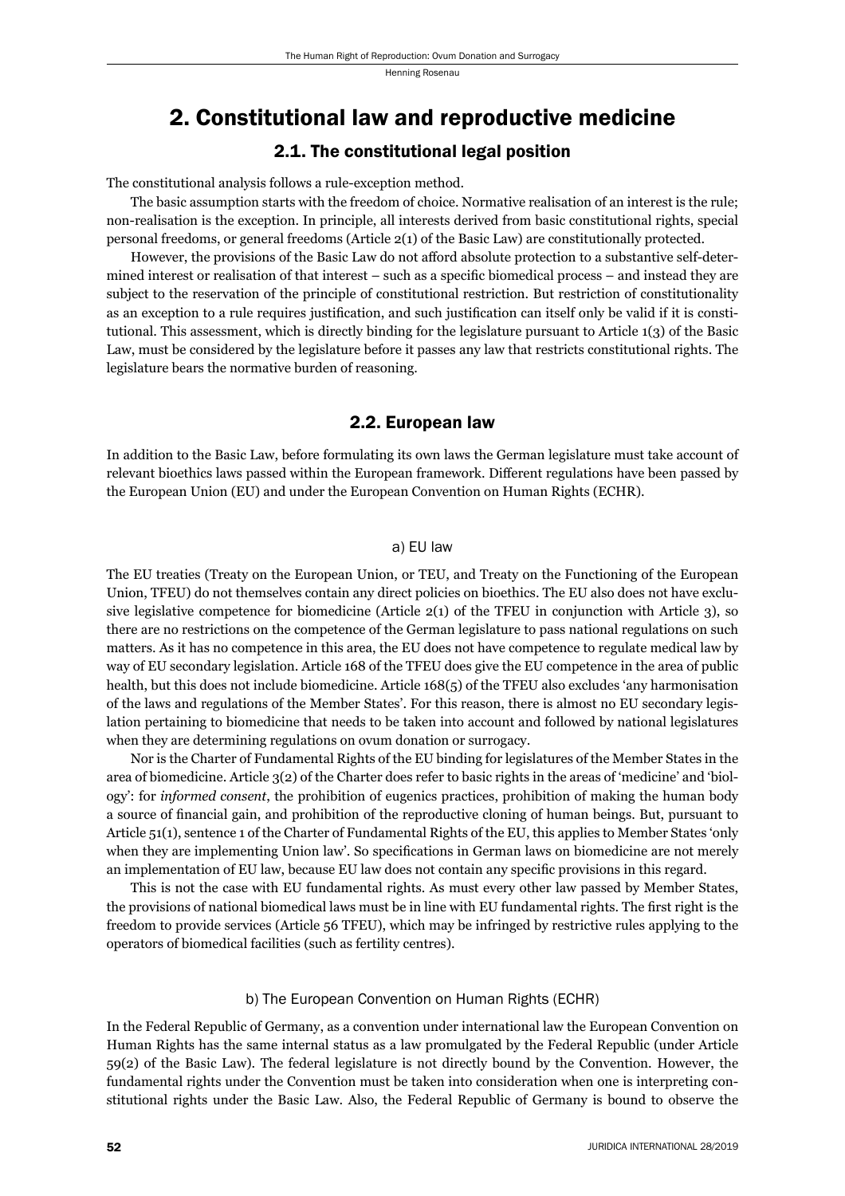## 2. Constitutional law and reproductive medicine

### 2.1. The constitutional legal position

The constitutional analysis follows a rule-exception method.

The basic assumption starts with the freedom of choice. Normative realisation of an interest is the rule; non-realisation is the exception. In principle, all interests derived from basic constitutional rights, special personal freedoms, or general freedoms (Article 2(1) of the Basic Law) are constitutionally protected.

However, the provisions of the Basic Law do not afford absolute protection to a substantive self-determined interest or realisation of that interest – such as a specific biomedical process – and instead they are subject to the reservation of the principle of constitutional restriction. But restriction of constitutionality as an exception to a rule requires justification, and such justification can itself only be valid if it is constitutional. This assessment, which is directly binding for the legislature pursuant to Article 1(3) of the Basic Law, must be considered by the legislature before it passes any law that restricts constitutional rights. The legislature bears the normative burden of reasoning.

### 2.2. European law

In addition to the Basic Law, before formulating its own laws the German legislature must take account of relevant bioethics laws passed within the European framework. Different regulations have been passed by the European Union (EU) and under the European Convention on Human Rights (ECHR).

#### a) EU law

The EU treaties (Treaty on the European Union, or TEU, and Treaty on the Functioning of the European Union, TFEU) do not themselves contain any direct policies on bioethics. The EU also does not have exclusive legislative competence for biomedicine (Article 2(1) of the TFEU in conjunction with Article 3), so there are no restrictions on the competence of the German legislature to pass national regulations on such matters. As it has no competence in this area, the EU does not have competence to regulate medical law by way of EU secondary legislation. Article 168 of the TFEU does give the EU competence in the area of public health, but this does not include biomedicine. Article 168(5) of the TFEU also excludes 'any harmonisation of the laws and regulations of the Member States'. For this reason, there is almost no EU secondary legislation pertaining to biomedicine that needs to be taken into account and followed by national legislatures when they are determining regulations on ovum donation or surrogacy.

Nor is the Charter of Fundamental Rights of the EU binding for legislatures of the Member States in the area of biomedicine. Article 3(2) of the Charter does refer to basic rights in the areas of 'medicine' and 'biology': for *informed consent*, the prohibition of eugenics practices, prohibition of making the human body a source of financial gain, and prohibition of the reproductive cloning of human beings. But, pursuant to Article 51(1), sentence 1 of the Charter of Fundamental Rights of the EU, this applies to Member States 'only when they are implementing Union law'. So specifications in German laws on biomedicine are not merely an implementation of EU law, because EU law does not contain any specific provisions in this regard.

This is not the case with EU fundamental rights. As must every other law passed by Member States, the provisions of national biomedical laws must be in line with EU fundamental rights. The first right is the freedom to provide services (Article 56 TFEU), which may be infringed by restrictive rules applying to the operators of biomedical facilities (such as fertility centres).

#### b) The European Convention on Human Rights (ECHR)

In the Federal Republic of Germany, as a convention under international law the European Convention on Human Rights has the same internal status as a law promulgated by the Federal Republic (under Article 59(2) of the Basic Law). The federal legislature is not directly bound by the Convention. However, the fundamental rights under the Convention must be taken into consideration when one is interpreting constitutional rights under the Basic Law. Also, the Federal Republic of Germany is bound to observe the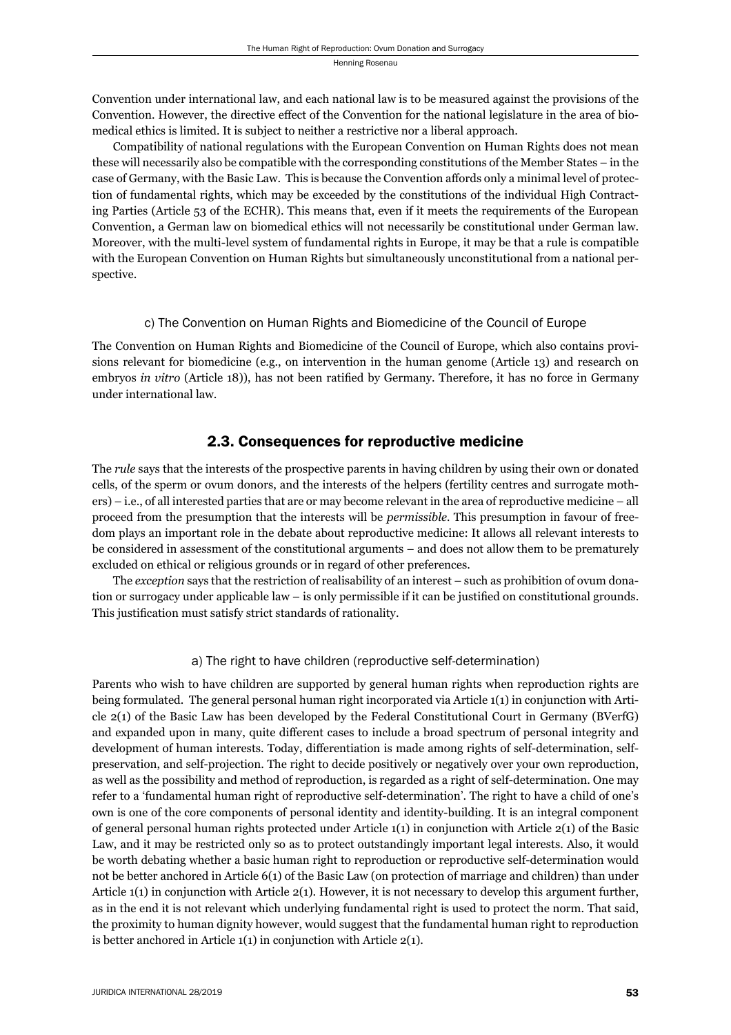Convention under international law, and each national law is to be measured against the provisions of the Convention. However, the directive effect of the Convention for the national legislature in the area of biomedical ethics is limited. It is subject to neither a restrictive nor a liberal approach.

Compatibility of national regulations with the European Convention on Human Rights does not mean these will necessarily also be compatible with the corresponding constitutions of the Member States – in the case of Germany, with the Basic Law. This is because the Convention affords only a minimal level of protection of fundamental rights, which may be exceeded by the constitutions of the individual High Contracting Parties (Article 53 of the ECHR). This means that, even if it meets the requirements of the European Convention, a German law on biomedical ethics will not necessarily be constitutional under German law. Moreover, with the multi-level system of fundamental rights in Europe, it may be that a rule is compatible with the European Convention on Human Rights but simultaneously unconstitutional from a national perspective.

#### c) The Convention on Human Rights and Biomedicine of the Council of Europe

The Convention on Human Rights and Biomedicine of the Council of Europe, which also contains provisions relevant for biomedicine (e.g., on intervention in the human genome (Article 13) and research on embryos *in vitro* (Article 18)), has not been ratified by Germany. Therefore, it has no force in Germany under international law.

## 2.3. Consequences for reproductive medicine

The *rule* says that the interests of the prospective parents in having children by using their own or donated cells, of the sperm or ovum donors, and the interests of the helpers (fertility centres and surrogate mothers) – i.e., of all interested parties that are or may become relevant in the area of reproductive medicine – all proceed from the presumption that the interests will be *permissible*. This presumption in favour of freedom plays an important role in the debate about reproductive medicine: It allows all relevant interests to be considered in assessment of the constitutional arguments – and does not allow them to be prematurely excluded on ethical or religious grounds or in regard of other preferences.

The *exception* says that the restriction of realisability of an interest – such as prohibition of ovum donation or surrogacy under applicable law – is only permissible if it can be justified on constitutional grounds. This justification must satisfy strict standards of rationality.

#### a) The right to have children (reproductive self-determination)

Parents who wish to have children are supported by general human rights when reproduction rights are being formulated. The general personal human right incorporated via Article 1(1) in conjunction with Article 2(1) of the Basic Law has been developed by the Federal Constitutional Court in Germany (BVerfG) and expanded upon in many, quite different cases to include a broad spectrum of personal integrity and development of human interests. Today, differentiation is made among rights of self-determination, self-preservation, and self-projection. The right to decide positively or negatively over your own reproduction, as well as the possibility and method of reproduction, is regarded as a right of self-determination. One may refer to a 'fundamental human right of reproductive self-determination'. The right to have a child of one's own is one of the core components of personal identity and identity-building. It is an integral component of general personal human rights protected under Article 1(1) in conjunction with Article 2(1) of the Basic Law, and it may be restricted only so as to protect outstandingly important legal interests. Also, it would be worth debating whether a basic human right to reproduction or reproductive self-determination would not be better anchored in Article 6(1) of the Basic Law (on protection of marriage and children) than under Article 1(1) in conjunction with Article 2(1). However, it is not necessary to develop this argument further, as in the end it is not relevant which underlying fundamental right is used to protect the norm. That said, the proximity to human dignity however, would suggest that the fundamental human right to reproduction is better anchored in Article 1(1) in conjunction with Article 2(1).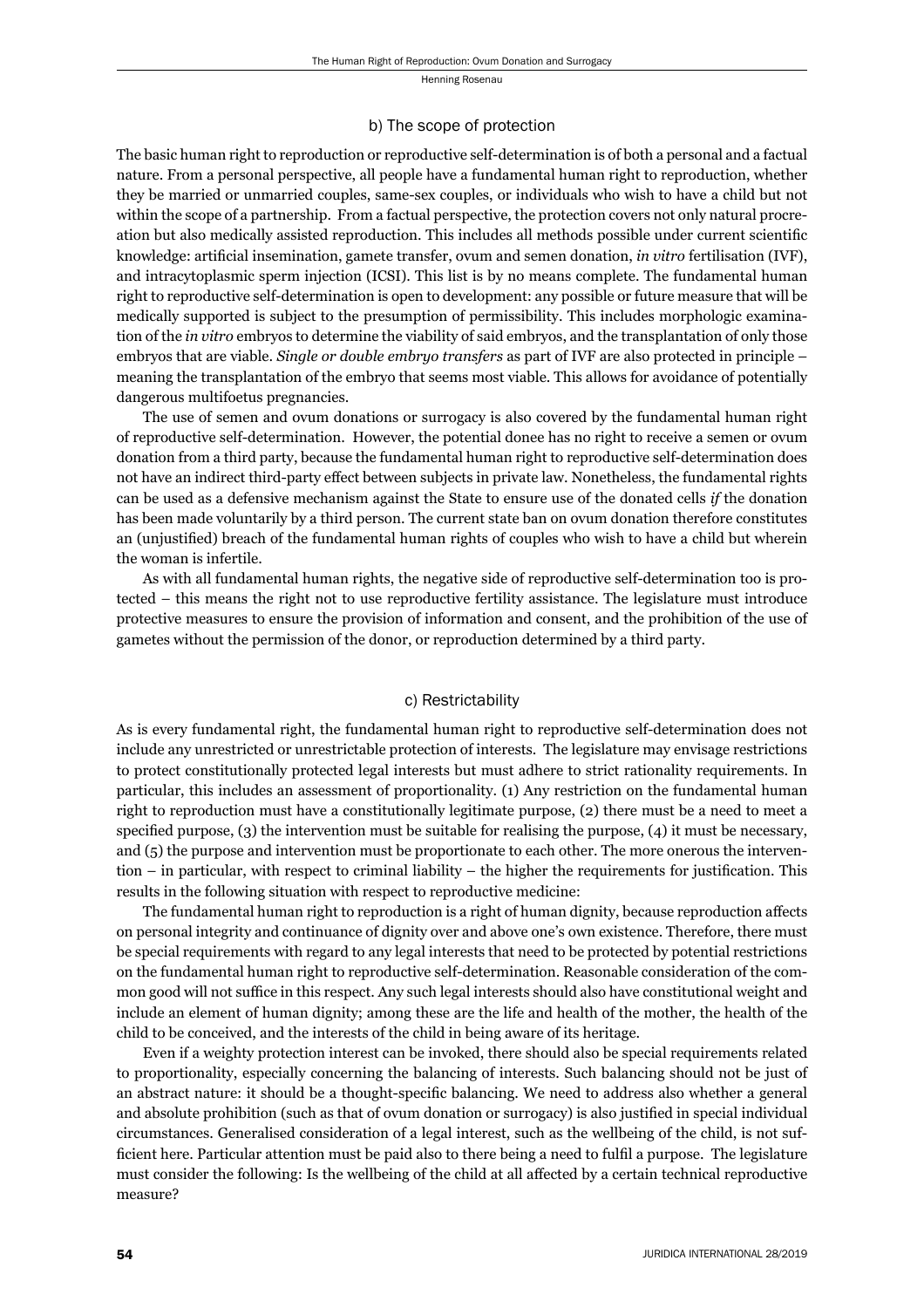### b) The scope of protection

The basic human right to reproduction or reproductive self-determination is of both a personal and a factual nature. From a personal perspective, all people have a fundamental human right to reproduction, whether they be married or unmarried couples, same-sex couples, or individuals who wish to have a child but not within the scope of a partnership. From a factual perspective, the protection covers not only natural procreation but also medically assisted reproduction. This includes all methods possible under current scientific knowledge: artificial insemination, gamete transfer, ovum and semen donation, *in vitro* fertilisation (IVF), and intracytoplasmic sperm injection (ICSI). This list is by no means complete. The fundamental human right to reproductive self-determination is open to development: any possible or future measure that will be medically supported is subject to the presumption of permissibility. This includes morphologic examination of the *in vitro* embryos to determine the viability of said embryos, and the transplantation of only those embryos that are viable. *Single or double embryo transfers* as part of IVF are also protected in principle – meaning the transplantation of the embryo that seems most viable. This allows for avoidance of potentially dangerous multifoetus pregnancies.

The use of semen and ovum donations or surrogacy is also covered by the fundamental human right of reproductive self-determination. However, the potential donee has no right to receive a semen or ovum donation from a third party, because the fundamental human right to reproductive self-determination does not have an indirect third-party effect between subjects in private law. Nonetheless, the fundamental rights can be used as a defensive mechanism against the State to ensure use of the donated cells *if* the donation has been made voluntarily by a third person. The current state ban on ovum donation therefore constitutes an (unjustified) breach of the fundamental human rights of couples who wish to have a child but wherein the woman is infertile.

As with all fundamental human rights, the negative side of reproductive self-determination too is protected – this means the right not to use reproductive fertility assistance. The legislature must introduce protective measures to ensure the provision of information and consent, and the prohibition of the use of gametes without the permission of the donor, or reproduction determined by a third party.

### c) Restrictability

As is every fundamental right, the fundamental human right to reproductive self-determination does not include any unrestricted or unrestrictable protection of interests. The legislature may envisage restrictions to protect constitutionally protected legal interests but must adhere to strict rationality requirements. In particular, this includes an assessment of proportionality. (1) Any restriction on the fundamental human right to reproduction must have a constitutionally legitimate purpose, (2) there must be a need to meet a specified purpose, (3) the intervention must be suitable for realising the purpose, (4) it must be necessary, and (5) the purpose and intervention must be proportionate to each other. The more onerous the intervention – in particular, with respect to criminal liability – the higher the requirements for justification. This results in the following situation with respect to reproductive medicine:

The fundamental human right to reproduction is a right of human dignity, because reproduction affects on personal integrity and continuance of dignity over and above one's own existence. Therefore, there must be special requirements with regard to any legal interests that need to be protected by potential restrictions on the fundamental human right to reproductive self-determination. Reasonable consideration of the common good will not suffice in this respect. Any such legal interests should also have constitutional weight and include an element of human dignity; among these are the life and health of the mother, the health of the child to be conceived, and the interests of the child in being aware of its heritage.

Even if a weighty protection interest can be invoked, there should also be special requirements related to proportionality, especially concerning the balancing of interests. Such balancing should not be just of an abstract nature: it should be a thought-specific balancing. We need to address also whether a general and absolute prohibition (such as that of ovum donation or surrogacy) is also justified in special individual circumstances. Generalised consideration of a legal interest, such as the wellbeing of the child, is not sufficient here. Particular attention must be paid also to there being a need to fulfil a purpose. The legislature must consider the following: Is the wellbeing of the child at all affected by a certain technical reproductive measure?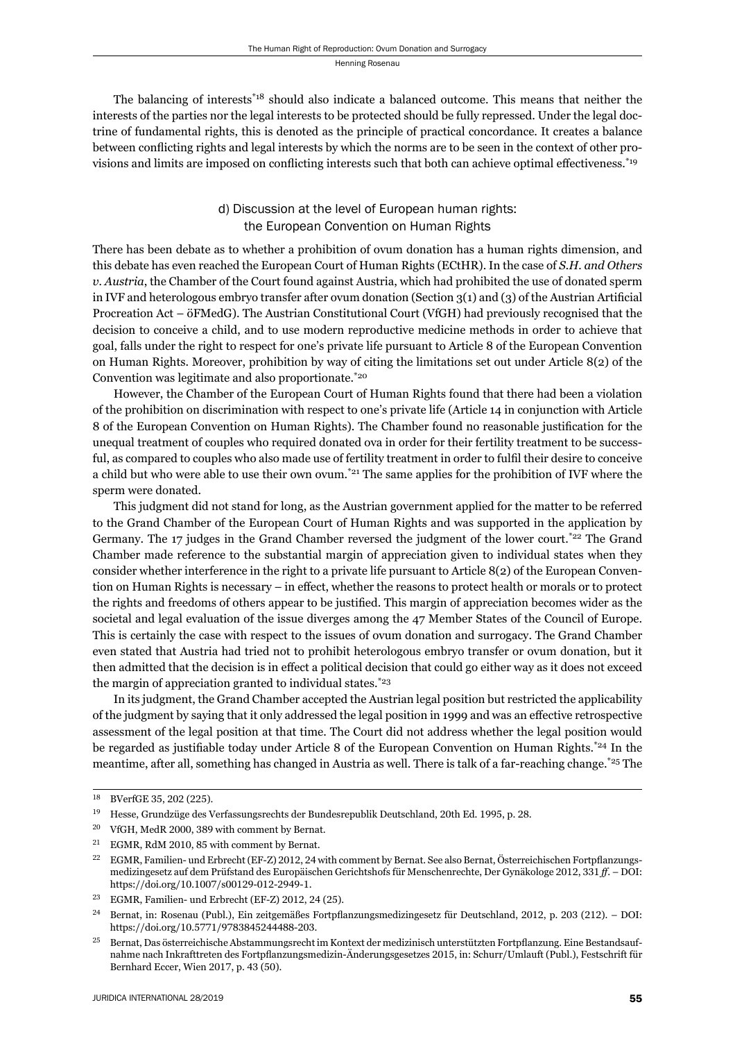The balancing of interests[*18] should also indicate a balanced outcome. This means that neither the interests of the parties nor the legal interests to be protected should be fully repressed. Under the legal doctrine of fundamental rights, this is denoted as the principle of practical concordance. It creates a balance between conflicting rights and legal interests by which the norms are to be seen in the context of other provisions and limits are imposed on conflicting interests such that both can achieve optimal effectiveness.[*19]

### d) Discussion at the level of European human rights: the European Convention on Human Rights

There has been debate as to whether a prohibition of ovum donation has a human rights dimension, and this debate has even reached the European Court of Human Rights (ECtHR). In the case of *S.H. and Others v. Austria*, the Chamber of the Court found against Austria, which had prohibited the use of donated sperm in IVF and heterologous embryo transfer after ovum donation (Section 3(1) and (3) of the Austrian Artificial Procreation Act – öFMedG). The Austrian Constitutional Court (VfGH) had previously recognised that the decision to conceive a child, and to use modern reproductive medicine methods in order to achieve that goal, falls under the right to respect for one's private life pursuant to Article 8 of the European Convention on Human Rights. Moreover, prohibition by way of citing the limitations set out under Article 8(2) of the Convention was legitimate and also proportionate.[*20]

However, the Chamber of the European Court of Human Rights found that there had been a violation of the prohibition on discrimination with respect to one's private life (Article 14 in conjunction with Article 8 of the European Convention on Human Rights). The Chamber found no reasonable justification for the unequal treatment of couples who required donated ova in order for their fertility treatment to be successful, as compared to couples who also made use of fertility treatment in order to fulfil their desire to conceive a child but who were able to use their own ovum.[*21] The same applies for the prohibition of IVF where the sperm were donated.

This judgment did not stand for long, as the Austrian government applied for the matter to be referred to the Grand Chamber of the European Court of Human Rights and was supported in the application by Germany. The 17 judges in the Grand Chamber reversed the judgment of the lower court.[*22] The Grand Chamber made reference to the substantial margin of appreciation given to individual states when they consider whether interference in the right to a private life pursuant to Article 8(2) of the European Convention on Human Rights is necessary – in effect, whether the reasons to protect health or morals or to protect the rights and freedoms of others appear to be justified. This margin of appreciation becomes wider as the societal and legal evaluation of the issue diverges among the 47 Member States of the Council of Europe. This is certainly the case with respect to the issues of ovum donation and surrogacy. The Grand Chamber even stated that Austria had tried not to prohibit heterologous embryo transfer or ovum donation, but it then admitted that the decision is in effect a political decision that could go either way as it does not exceed the margin of appreciation granted to individual states.[*23]

In its judgment, the Grand Chamber accepted the Austrian legal position but restricted the applicability of the judgment by saying that it only addressed the legal position in 1999 and was an effective retrospective assessment of the legal position at that time. The Court did not address whether the legal position would be regarded as justifiable today under Article 8 of the European Convention on Human Rights.[*24] In the meantime, after all, something has changed in Austria as well. There is talk of a far-reaching change.[*25] The

---

[18] BVerfGE 35, 202 (225).

[19] Hesse, Grundzüge des Verfassungsrechts der Bundesrepublik Deutschland, 20th Ed. 1995, p. 28.

[20] VfGH, MedR 2000, 389 with comment by Bernat.

[21] EGMR, RdM 2010, 85 with comment by Bernat.

[22] EGMR, Familien- und Erbrecht (EF-Z) 2012, 24 with comment by Bernat. See also Bernat, Österreichischen Fortpflanzungsmedizingesetz auf dem Prüfstand des Europäischen Gerichtshofs für Menschenrechte, Der Gynäkologe 2012, 331 *ff*. – DOI: https://doi.org/10.1007/s00129-012-2949-1.

[23] EGMR, Familien- und Erbrecht (EF-Z) 2012, 24 (25).

[24] Bernat, in: Rosenau (Publ.), Ein zeitgemäßes Fortpflanzungsmedizingesetz für Deutschland, 2012, p. 203 (212). – DOI: https://doi.org/10.5771/9783845244488-203.

[25] Bernat, Das österreichische Abstammungsrecht im Kontext der medizinisch unterstützten Fortpflanzung. Eine Bestandsaufnahme nach Inkrafttreten des Fortpflanzungsmedizin-Änderungsgesetzes 2015, in: Schurr/Umlauft (Publ.), Festschrift für Bernhard Eccer, Wien 2017, p. 43 (50).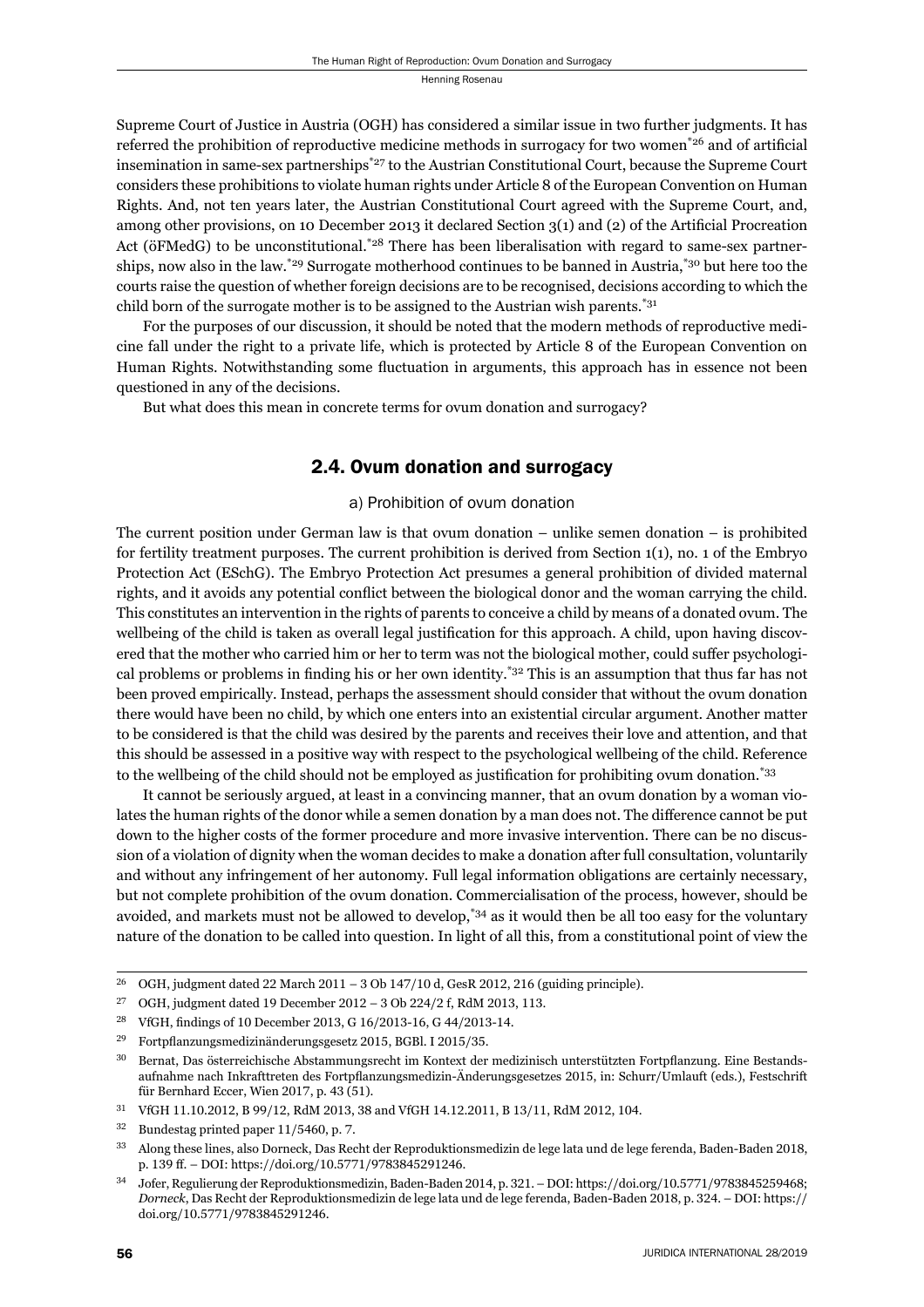Supreme Court of Justice in Austria (OGH) has considered a similar issue in two further judgments. It has referred the prohibition of reproductive medicine methods in surrogacy for two women[*26] and of artificial insemination in same-sex partnerships[*27] to the Austrian Constitutional Court, because the Supreme Court considers these prohibitions to violate human rights under Article 8 of the European Convention on Human Rights. And, not ten years later, the Austrian Constitutional Court agreed with the Supreme Court, and, among other provisions, on 10 December 2013 it declared Section 3(1) and (2) of the Artificial Procreation Act (öFMedG) to be unconstitutional.[*28] There has been liberalisation with regard to same-sex partnerships, now also in the law.[*29] Surrogate motherhood continues to be banned in Austria,[*30] but here too the courts raise the question of whether foreign decisions are to be recognised, decisions according to which the child born of the surrogate mother is to be assigned to the Austrian wish parents.[*31]

For the purposes of our discussion, it should be noted that the modern methods of reproductive medicine fall under the right to a private life, which is protected by Article 8 of the European Convention on Human Rights. Notwithstanding some fluctuation in arguments, this approach has in essence not been questioned in any of the decisions.

But what does this mean in concrete terms for ovum donation and surrogacy?

## 2.4. Ovum donation and surrogacy

### a) Prohibition of ovum donation

The current position under German law is that ovum donation – unlike semen donation – is prohibited for fertility treatment purposes. The current prohibition is derived from Section 1(1), no. 1 of the Embryo Protection Act (ESchG). The Embryo Protection Act presumes a general prohibition of divided maternal rights, and it avoids any potential conflict between the biological donor and the woman carrying the child. This constitutes an intervention in the rights of parents to conceive a child by means of a donated ovum. The wellbeing of the child is taken as overall legal justification for this approach. A child, upon having discovered that the mother who carried him or her to term was not the biological mother, could suffer psychological problems or problems in finding his or her own identity.[*32] This is an assumption that thus far has not been proved empirically. Instead, perhaps the assessment should consider that without the ovum donation there would have been no child, by which one enters into an existential circular argument. Another matter to be considered is that the child was desired by the parents and receives their love and attention, and that this should be assessed in a positive way with respect to the psychological wellbeing of the child. Reference to the wellbeing of the child should not be employed as justification for prohibiting ovum donation.[*33]

It cannot be seriously argued, at least in a convincing manner, that an ovum donation by a woman violates the human rights of the donor while a semen donation by a man does not. The difference cannot be put down to the higher costs of the former procedure and more invasive intervention. There can be no discussion of a violation of dignity when the woman decides to make a donation after full consultation, voluntarily and without any infringement of her autonomy. Full legal information obligations are certainly necessary, but not complete prohibition of the ovum donation. Commercialisation of the process, however, should be avoided, and markets must not be allowed to develop,[*34] as it would then be all too easy for the voluntary nature of the donation to be called into question. In light of all this, from a constitutional point of view the

---

[26] OGH, judgment dated 22 March 2011 – 3 Ob 147/10 d, GesR 2012, 216 (guiding principle).

[27] OGH, judgment dated 19 December 2012 – 3 Ob 224/2 f, RdM 2013, 113.

[28] VfGH, findings of 10 December 2013, G 16/2013-16, G 44/2013-14.

[29] Fortpflanzungsmedizinänderungsgesetz 2015, BGBl. I 2015/35.

[30] Bernat, Das österreichische Abstammungsrecht im Kontext der medizinisch unterstützten Fortpflanzung. Eine Bestandsaufnahme nach Inkrafttreten des Fortpflanzungsmedizin-Änderungsgesetzes 2015, in: Schurr/Umlauft (eds.), Festschrift für Bernhard Eccer, Wien 2017, p. 43 (51).

[31] VfGH 11.10.2012, B 99/12, RdM 2013, 38 and VfGH 14.12.2011, B 13/11, RdM 2012, 104.

[32] Bundestag printed paper 11/5460, p. 7.

[33] Along these lines, also Dorneck, Das Recht der Reproduktionsmedizin de lege lata und de lege ferenda, Baden-Baden 2018, p. 139 ff. – DOI: https://doi.org/10.5771/9783845291246.

[34] Jofer, Regulierung der Reproduktionsmedizin, Baden-Baden 2014, p. 321. – DOI: https://doi.org/10.5771/9783845259468; *Dorneck*, Das Recht der Reproduktionsmedizin de lege lata und de lege ferenda, Baden-Baden 2018, p. 324. – DOI: https://doi.org/10.5771/9783845291246.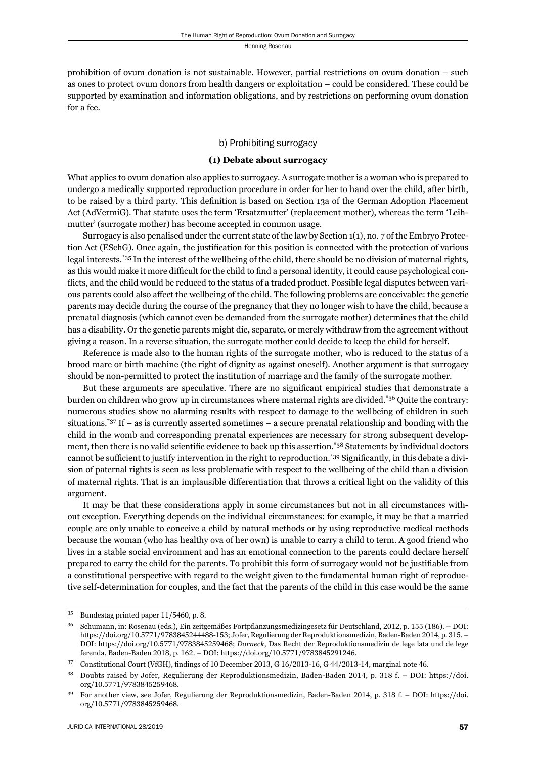prohibition of ovum donation is not sustainable. However, partial restrictions on ovum donation – such as ones to protect ovum donors from health dangers or exploitation – could be considered. These could be supported by examination and information obligations, and by restrictions on performing ovum donation for a fee.

### b) Prohibiting surrogacy

#### (1) Debate about surrogacy

What applies to ovum donation also applies to surrogacy. A surrogate mother is a woman who is prepared to undergo a medically supported reproduction procedure in order for her to hand over the child, after birth, to be raised by a third party. This definition is based on Section 13a of the German Adoption Placement Act (AdVermiG). That statute uses the term 'Ersatzmutter' (replacement mother), whereas the term 'Leihmutter' (surrogate mother) has become accepted in common usage.

Surrogacy is also penalised under the current state of the law by Section 1(1), no. 7 of the Embryo Protection Act (ESchG). Once again, the justification for this position is connected with the protection of various legal interests.[*35] In the interest of the wellbeing of the child, there should be no division of maternal rights, as this would make it more difficult for the child to find a personal identity, it could cause psychological conflicts, and the child would be reduced to the status of a traded product. Possible legal disputes between various parents could also affect the wellbeing of the child. The following problems are conceivable: the genetic parents may decide during the course of the pregnancy that they no longer wish to have the child, because a prenatal diagnosis (which cannot even be demanded from the surrogate mother) determines that the child has a disability. Or the genetic parents might die, separate, or merely withdraw from the agreement without giving a reason. In a reverse situation, the surrogate mother could decide to keep the child for herself.

Reference is made also to the human rights of the surrogate mother, who is reduced to the status of a brood mare or birth machine (the right of dignity as against oneself). Another argument is that surrogacy should be non-permitted to protect the institution of marriage and the family of the surrogate mother.

But these arguments are speculative. There are no significant empirical studies that demonstrate a burden on children who grow up in circumstances where maternal rights are divided.[*36] Quite the contrary: numerous studies show no alarming results with respect to damage to the wellbeing of children in such situations.[*37] If – as is currently asserted sometimes – a secure prenatal relationship and bonding with the child in the womb and corresponding prenatal experiences are necessary for strong subsequent development, then there is no valid scientific evidence to back up this assertion.[*38] Statements by individual doctors cannot be sufficient to justify intervention in the right to reproduction.[*39] Significantly, in this debate a division of paternal rights is seen as less problematic with respect to the wellbeing of the child than a division of maternal rights. That is an implausible differentiation that throws a critical light on the validity of this argument.

It may be that these considerations apply in some circumstances but not in all circumstances without exception. Everything depends on the individual circumstances: for example, it may be that a married couple are only unable to conceive a child by natural methods or by using reproductive medical methods because the woman (who has healthy ova of her own) is unable to carry a child to term. A good friend who lives in a stable social environment and has an emotional connection to the parents could declare herself prepared to carry the child for the parents. To prohibit this form of surrogacy would not be justifiable from a constitutional perspective with regard to the weight given to the fundamental human right of reproductive self-determination for couples, and the fact that the parents of the child in this case would be the same

---

[35] Bundestag printed paper 11/5460, p. 8.

[36] Schumann, in: Rosenau (eds.), Ein zeitgemäßes Fortpflanzungsmedizingesetz für Deutschland, 2012, p. 155 (186). – DOI: https://doi.org/10.5771/9783845244488-153; Jofer, Regulierung der Reproduktionsmedizin, Baden-Baden 2014, p. 315. – DOI: https://doi.org/10.5771/9783845259468; *Dorneck*, Das Recht der Reproduktionsmedizin de lege lata und de lege ferenda, Baden-Baden 2018, p. 162. – DOI: https://doi.org/10.5771/9783845291246.

[37] Constitutional Court (VfGH), findings of 10 December 2013, G 16/2013-16, G 44/2013-14, marginal note 46.

[38] Doubts raised by Jofer, Regulierung der Reproduktionsmedizin, Baden-Baden 2014, p. 318 f. – DOI: https://doi.org/10.5771/9783845259468.

[39] For another view, see Jofer, Regulierung der Reproduktionsmedizin, Baden-Baden 2014, p. 318 f. – DOI: https://doi.org/10.5771/9783845259468.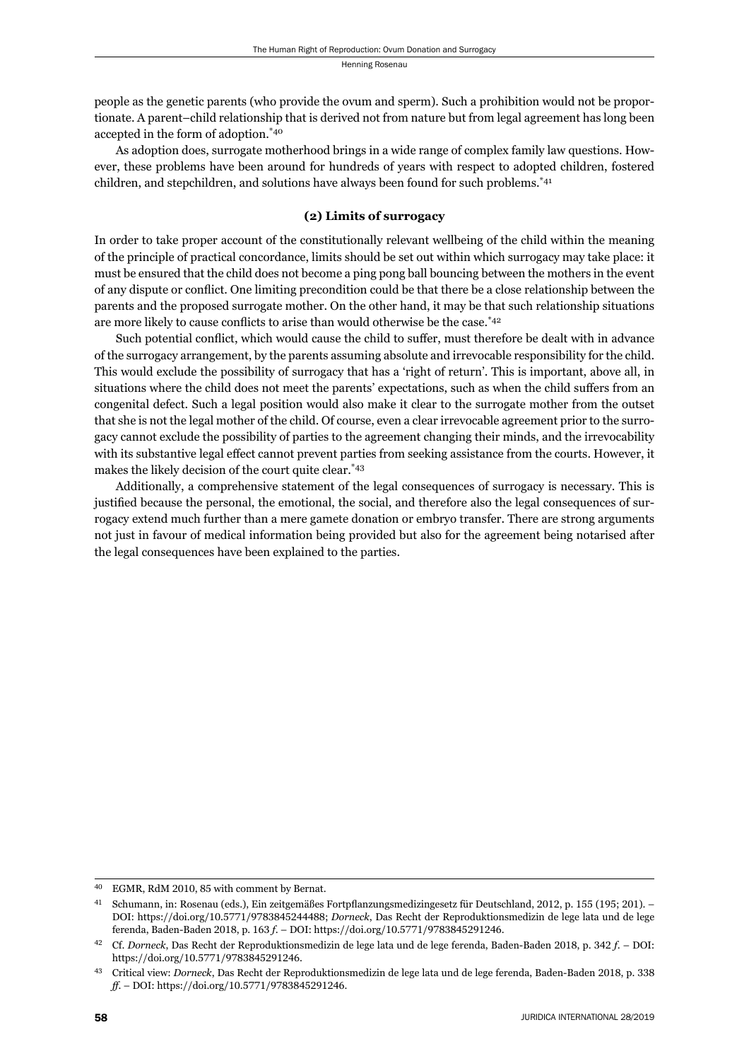people as the genetic parents (who provide the ovum and sperm). Such a prohibition would not be proportionate. A parent–child relationship that is derived not from nature but from legal agreement has long been accepted in the form of adoption.[*40]

As adoption does, surrogate motherhood brings in a wide range of complex family law questions. However, these problems have been around for hundreds of years with respect to adopted children, fostered children, and stepchildren, and solutions have always been found for such problems.[*41]

### (2) Limits of surrogacy

In order to take proper account of the constitutionally relevant wellbeing of the child within the meaning of the principle of practical concordance, limits should be set out within which surrogacy may take place: it must be ensured that the child does not become a ping pong ball bouncing between the mothers in the event of any dispute or conflict. One limiting precondition could be that there be a close relationship between the parents and the proposed surrogate mother. On the other hand, it may be that such relationship situations are more likely to cause conflicts to arise than would otherwise be the case.[*42]

Such potential conflict, which would cause the child to suffer, must therefore be dealt with in advance of the surrogacy arrangement, by the parents assuming absolute and irrevocable responsibility for the child. This would exclude the possibility of surrogacy that has a 'right of return'. This is important, above all, in situations where the child does not meet the parents' expectations, such as when the child suffers from an congenital defect. Such a legal position would also make it clear to the surrogate mother from the outset that she is not the legal mother of the child. Of course, even a clear irrevocable agreement prior to the surrogacy cannot exclude the possibility of parties to the agreement changing their minds, and the irrevocability with its substantive legal effect cannot prevent parties from seeking assistance from the courts. However, it makes the likely decision of the court quite clear.[*43]

Additionally, a comprehensive statement of the legal consequences of surrogacy is necessary. This is justified because the personal, the emotional, the social, and therefore also the legal consequences of surrogacy extend much further than a mere gamete donation or embryo transfer. There are strong arguments not just in favour of medical information being provided but also for the agreement being notarised after the legal consequences have been explained to the parties.

---

[40] EGMR, RdM 2010, 85 with comment by Bernat.

[41] Schumann, in: Rosenau (eds.), Ein zeitgemäßes Fortpflanzungsmedizingesetz für Deutschland, 2012, p. 155 (195; 201). – DOI: https://doi.org/10.5771/9783845244488; *Dorneck*, Das Recht der Reproduktionsmedizin de lege lata und de lege ferenda, Baden-Baden 2018, p. 163 *f*. – DOI: https://doi.org/10.5771/9783845291246.

[42] Cf. *Dorneck*, Das Recht der Reproduktionsmedizin de lege lata und de lege ferenda, Baden-Baden 2018, p. 342 *f*. – DOI: https://doi.org/10.5771/9783845291246.

[43] Critical view: *Dorneck*, Das Recht der Reproduktionsmedizin de lege lata und de lege ferenda, Baden-Baden 2018, p. 338 *ff*. – DOI: https://doi.org/10.5771/9783845291246.